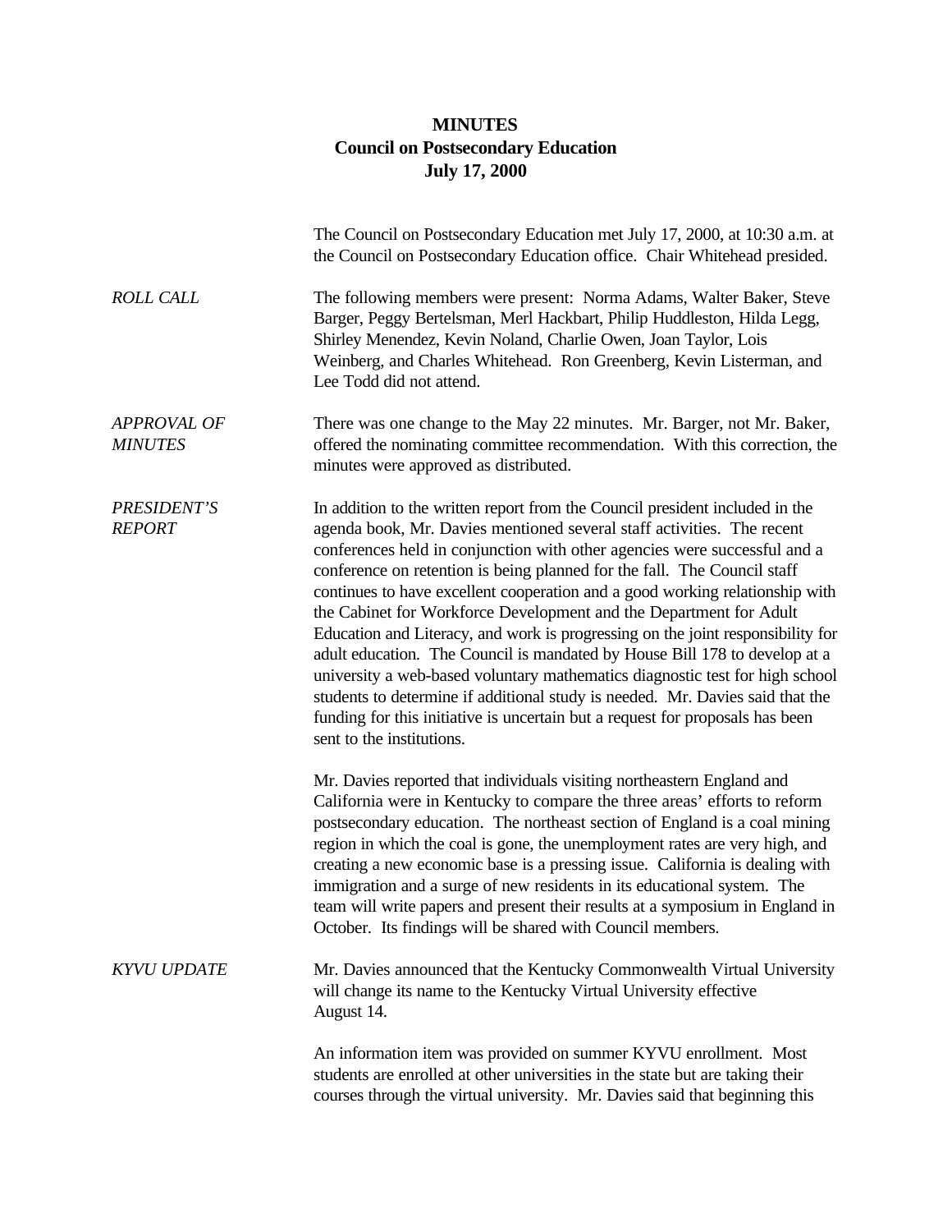# MINUTES
## Council on Postsecondary Education
### July 17, 2000

The Council on Postsecondary Education met July 17, 2000, at 10:30 a.m. at the Council on Postsecondary Education office. Chair Whitehead presided.

*ROLL CALL*

The following members were present: Norma Adams, Walter Baker, Steve Barger, Peggy Bertelsman, Merl Hackbart, Philip Huddleston, Hilda Legg, Shirley Menendez, Kevin Noland, Charlie Owen, Joan Taylor, Lois Weinberg, and Charles Whitehead. Ron Greenberg, Kevin Listerman, and Lee Todd did not attend.

*APPROVAL OF MINUTES*

There was one change to the May 22 minutes. Mr. Barger, not Mr. Baker, offered the nominating committee recommendation. With this correction, the minutes were approved as distributed.

*PRESIDENT'S REPORT*

In addition to the written report from the Council president included in the agenda book, Mr. Davies mentioned several staff activities. The recent conferences held in conjunction with other agencies were successful and a conference on retention is being planned for the fall. The Council staff continues to have excellent cooperation and a good working relationship with the Cabinet for Workforce Development and the Department for Adult Education and Literacy, and work is progressing on the joint responsibility for adult education. The Council is mandated by House Bill 178 to develop at a university a web-based voluntary mathematics diagnostic test for high school students to determine if additional study is needed. Mr. Davies said that the funding for this initiative is uncertain but a request for proposals has been sent to the institutions.

Mr. Davies reported that individuals visiting northeastern England and California were in Kentucky to compare the three areas' efforts to reform postsecondary education. The northeast section of England is a coal mining region in which the coal is gone, the unemployment rates are very high, and creating a new economic base is a pressing issue. California is dealing with immigration and a surge of new residents in its educational system. The team will write papers and present their results at a symposium in England in October. Its findings will be shared with Council members.

*KYVU UPDATE*

Mr. Davies announced that the Kentucky Commonwealth Virtual University will change its name to the Kentucky Virtual University effective August 14.

An information item was provided on summer KYVU enrollment. Most students are enrolled at other universities in the state but are taking their courses through the virtual university. Mr. Davies said that beginning this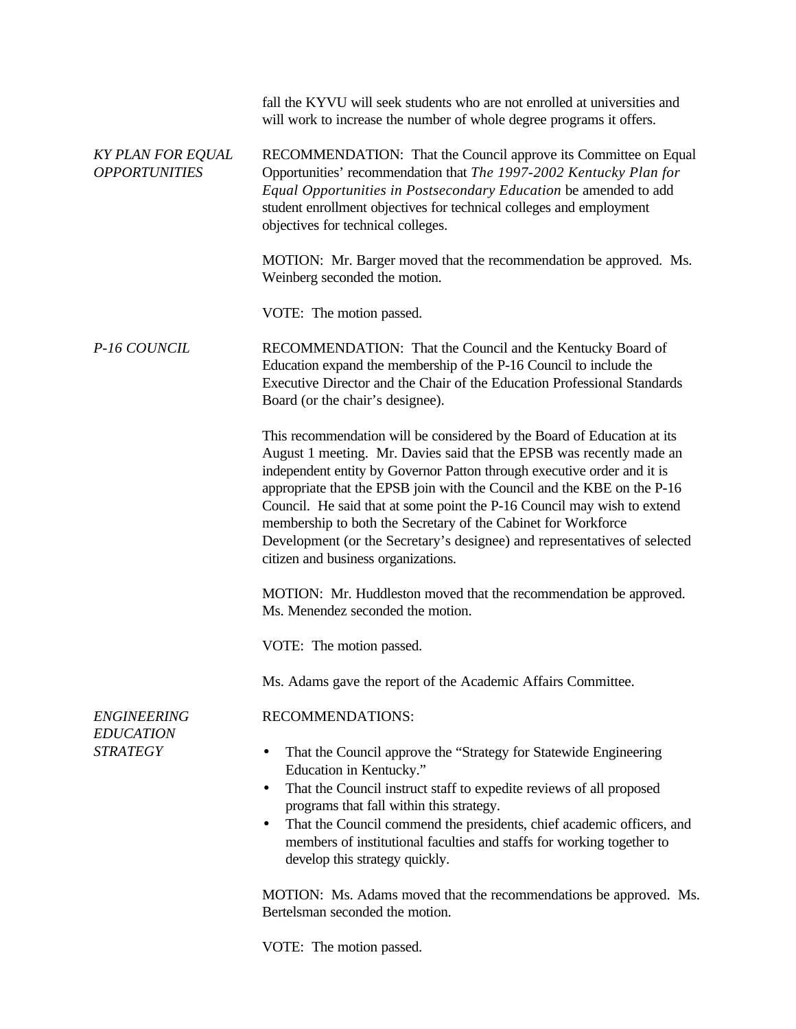fall the KYVU will seek students who are not enrolled at universities and will work to increase the number of whole degree programs it offers.

*KY PLAN FOR EQUAL OPPORTUNITIES*

RECOMMENDATION: That the Council approve its Committee on Equal Opportunities' recommendation that *The 1997-2002 Kentucky Plan for Equal Opportunities in Postsecondary Education* be amended to add student enrollment objectives for technical colleges and employment objectives for technical colleges.

MOTION: Mr. Barger moved that the recommendation be approved. Ms. Weinberg seconded the motion.

VOTE: The motion passed.

*P-16 COUNCIL*

RECOMMENDATION: That the Council and the Kentucky Board of Education expand the membership of the P-16 Council to include the Executive Director and the Chair of the Education Professional Standards Board (or the chair's designee).

This recommendation will be considered by the Board of Education at its August 1 meeting. Mr. Davies said that the EPSB was recently made an independent entity by Governor Patton through executive order and it is appropriate that the EPSB join with the Council and the KBE on the P-16 Council. He said that at some point the P-16 Council may wish to extend membership to both the Secretary of the Cabinet for Workforce Development (or the Secretary's designee) and representatives of selected citizen and business organizations.

MOTION: Mr. Huddleston moved that the recommendation be approved. Ms. Menendez seconded the motion.

VOTE: The motion passed.

Ms. Adams gave the report of the Academic Affairs Committee.

*ENGINEERING EDUCATION STRATEGY*

RECOMMENDATIONS:

- That the Council approve the "Strategy for Statewide Engineering Education in Kentucky."
- That the Council instruct staff to expedite reviews of all proposed programs that fall within this strategy.
- That the Council commend the presidents, chief academic officers, and members of institutional faculties and staffs for working together to develop this strategy quickly.

MOTION: Ms. Adams moved that the recommendations be approved. Ms. Bertelsman seconded the motion.

VOTE: The motion passed.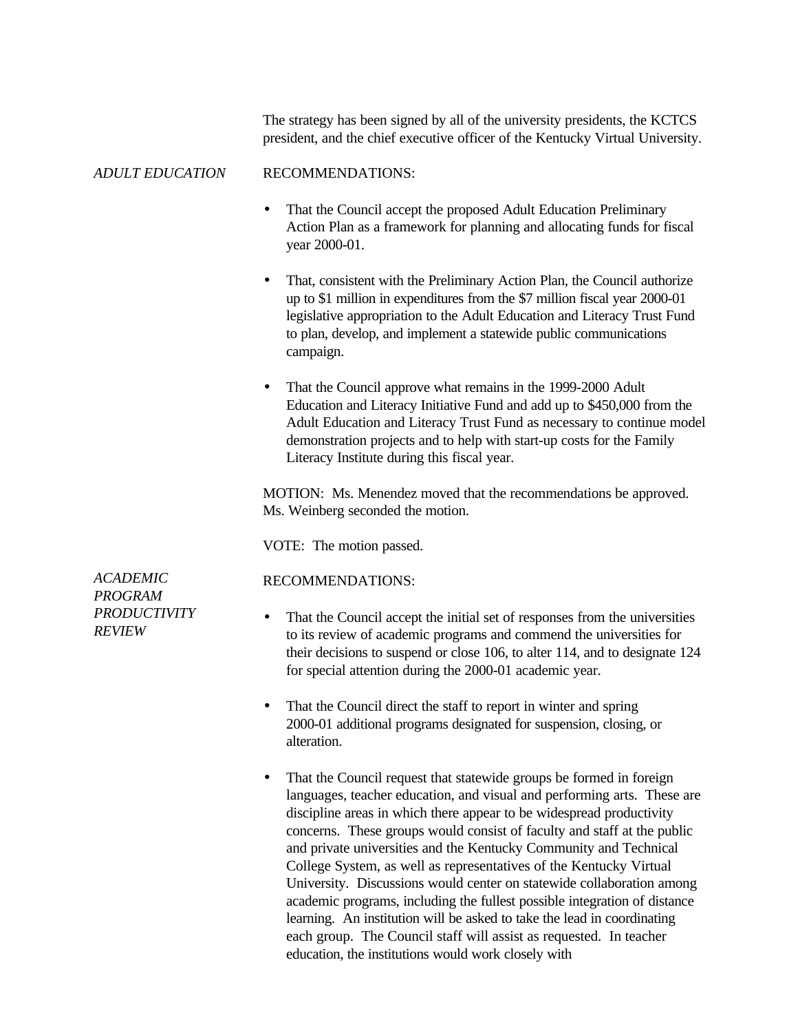The strategy has been signed by all of the university presidents, the KCTCS president, and the chief executive officer of the Kentucky Virtual University.

*ADULT EDUCATION*

RECOMMENDATIONS:

- That the Council accept the proposed Adult Education Preliminary Action Plan as a framework for planning and allocating funds for fiscal year 2000-01.

- That, consistent with the Preliminary Action Plan, the Council authorize up to $1 million in expenditures from the $7 million fiscal year 2000-01 legislative appropriation to the Adult Education and Literacy Trust Fund to plan, develop, and implement a statewide public communications campaign.

- That the Council approve what remains in the 1999-2000 Adult Education and Literacy Initiative Fund and add up to $450,000 from the Adult Education and Literacy Trust Fund as necessary to continue model demonstration projects and to help with start-up costs for the Family Literacy Institute during this fiscal year.

MOTION: Ms. Menendez moved that the recommendations be approved. Ms. Weinberg seconded the motion.

VOTE: The motion passed.

*ACADEMIC PROGRAM PRODUCTIVITY REVIEW*

RECOMMENDATIONS:

- That the Council accept the initial set of responses from the universities to its review of academic programs and commend the universities for their decisions to suspend or close 106, to alter 114, and to designate 124 for special attention during the 2000-01 academic year.

- That the Council direct the staff to report in winter and spring 2000-01 additional programs designated for suspension, closing, or alteration.

- That the Council request that statewide groups be formed in foreign languages, teacher education, and visual and performing arts. These are discipline areas in which there appear to be widespread productivity concerns. These groups would consist of faculty and staff at the public and private universities and the Kentucky Community and Technical College System, as well as representatives of the Kentucky Virtual University. Discussions would center on statewide collaboration among academic programs, including the fullest possible integration of distance learning. An institution will be asked to take the lead in coordinating each group. The Council staff will assist as requested. In teacher education, the institutions would work closely with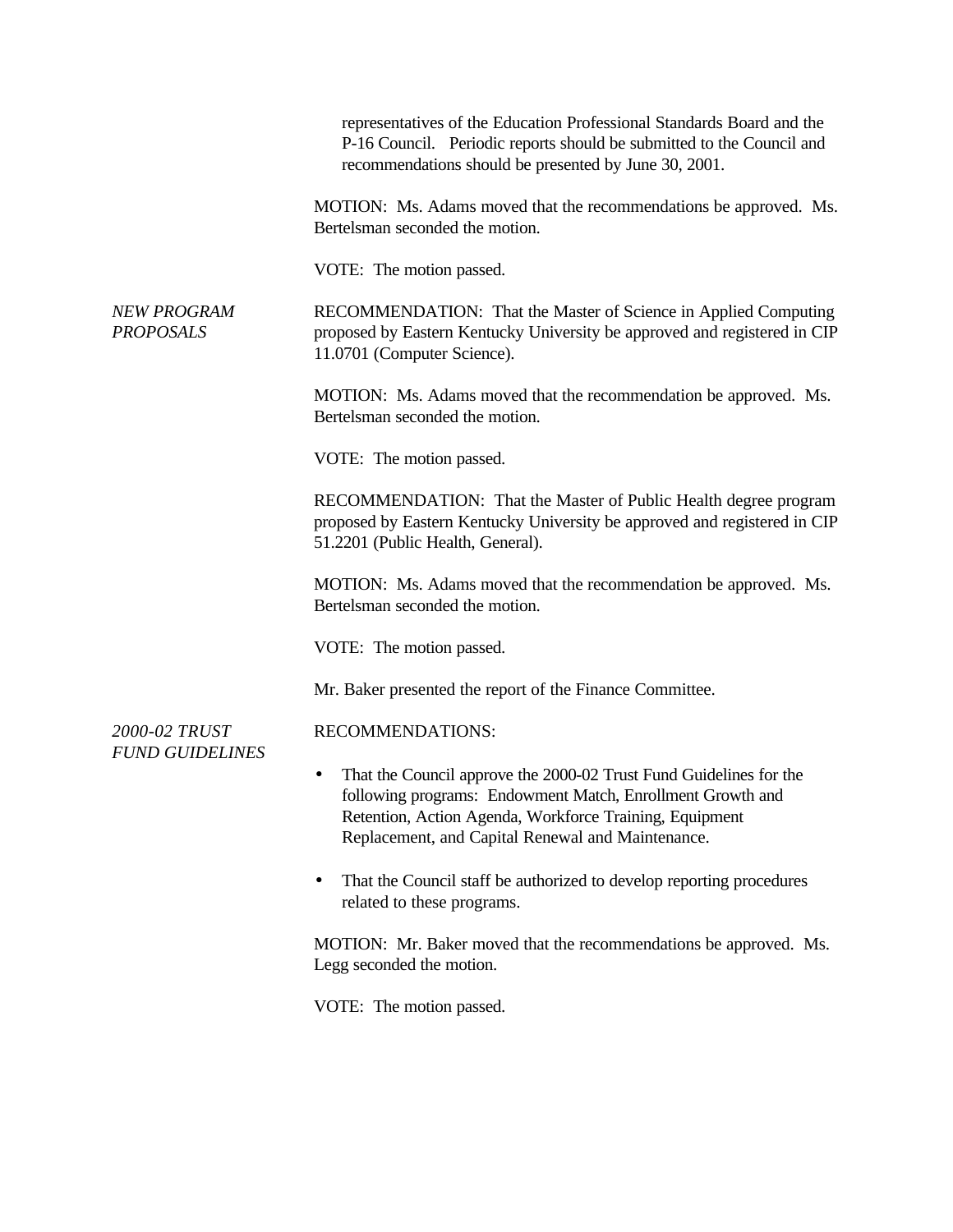representatives of the Education Professional Standards Board and the P-16 Council. Periodic reports should be submitted to the Council and recommendations should be presented by June 30, 2001.

MOTION: Ms. Adams moved that the recommendations be approved. Ms. Bertelsman seconded the motion.

VOTE: The motion passed.

*NEW PROGRAM PROPOSALS*

RECOMMENDATION: That the Master of Science in Applied Computing proposed by Eastern Kentucky University be approved and registered in CIP 11.0701 (Computer Science).

MOTION: Ms. Adams moved that the recommendation be approved. Ms. Bertelsman seconded the motion.

VOTE: The motion passed.

RECOMMENDATION: That the Master of Public Health degree program proposed by Eastern Kentucky University be approved and registered in CIP 51.2201 (Public Health, General).

MOTION: Ms. Adams moved that the recommendation be approved. Ms. Bertelsman seconded the motion.

VOTE: The motion passed.

Mr. Baker presented the report of the Finance Committee.

*2000-02 TRUST FUND GUIDELINES*

RECOMMENDATIONS:

- That the Council approve the 2000-02 Trust Fund Guidelines for the following programs: Endowment Match, Enrollment Growth and Retention, Action Agenda, Workforce Training, Equipment Replacement, and Capital Renewal and Maintenance.

- That the Council staff be authorized to develop reporting procedures related to these programs.

MOTION: Mr. Baker moved that the recommendations be approved. Ms. Legg seconded the motion.

VOTE: The motion passed.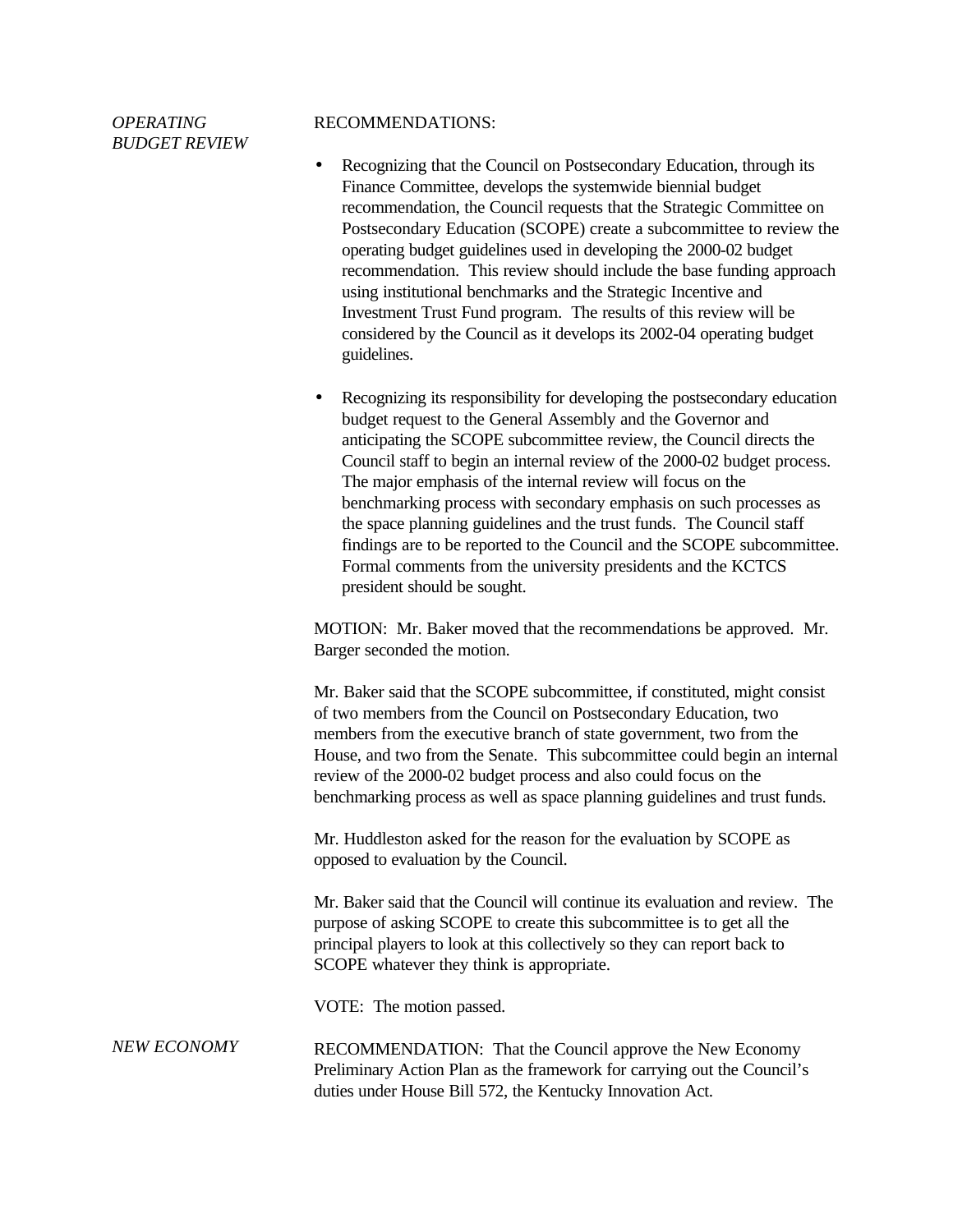*OPERATING BUDGET REVIEW*

RECOMMENDATIONS:

- Recognizing that the Council on Postsecondary Education, through its Finance Committee, develops the systemwide biennial budget recommendation, the Council requests that the Strategic Committee on Postsecondary Education (SCOPE) create a subcommittee to review the operating budget guidelines used in developing the 2000-02 budget recommendation. This review should include the base funding approach using institutional benchmarks and the Strategic Incentive and Investment Trust Fund program. The results of this review will be considered by the Council as it develops its 2002-04 operating budget guidelines.

- Recognizing its responsibility for developing the postsecondary education budget request to the General Assembly and the Governor and anticipating the SCOPE subcommittee review, the Council directs the Council staff to begin an internal review of the 2000-02 budget process. The major emphasis of the internal review will focus on the benchmarking process with secondary emphasis on such processes as the space planning guidelines and the trust funds. The Council staff findings are to be reported to the Council and the SCOPE subcommittee. Formal comments from the university presidents and the KCTCS president should be sought.

MOTION: Mr. Baker moved that the recommendations be approved. Mr. Barger seconded the motion.

Mr. Baker said that the SCOPE subcommittee, if constituted, might consist of two members from the Council on Postsecondary Education, two members from the executive branch of state government, two from the House, and two from the Senate. This subcommittee could begin an internal review of the 2000-02 budget process and also could focus on the benchmarking process as well as space planning guidelines and trust funds.

Mr. Huddleston asked for the reason for the evaluation by SCOPE as opposed to evaluation by the Council.

Mr. Baker said that the Council will continue its evaluation and review. The purpose of asking SCOPE to create this subcommittee is to get all the principal players to look at this collectively so they can report back to SCOPE whatever they think is appropriate.

VOTE: The motion passed.

*NEW ECONOMY*

RECOMMENDATION: That the Council approve the New Economy Preliminary Action Plan as the framework for carrying out the Council's duties under House Bill 572, the Kentucky Innovation Act.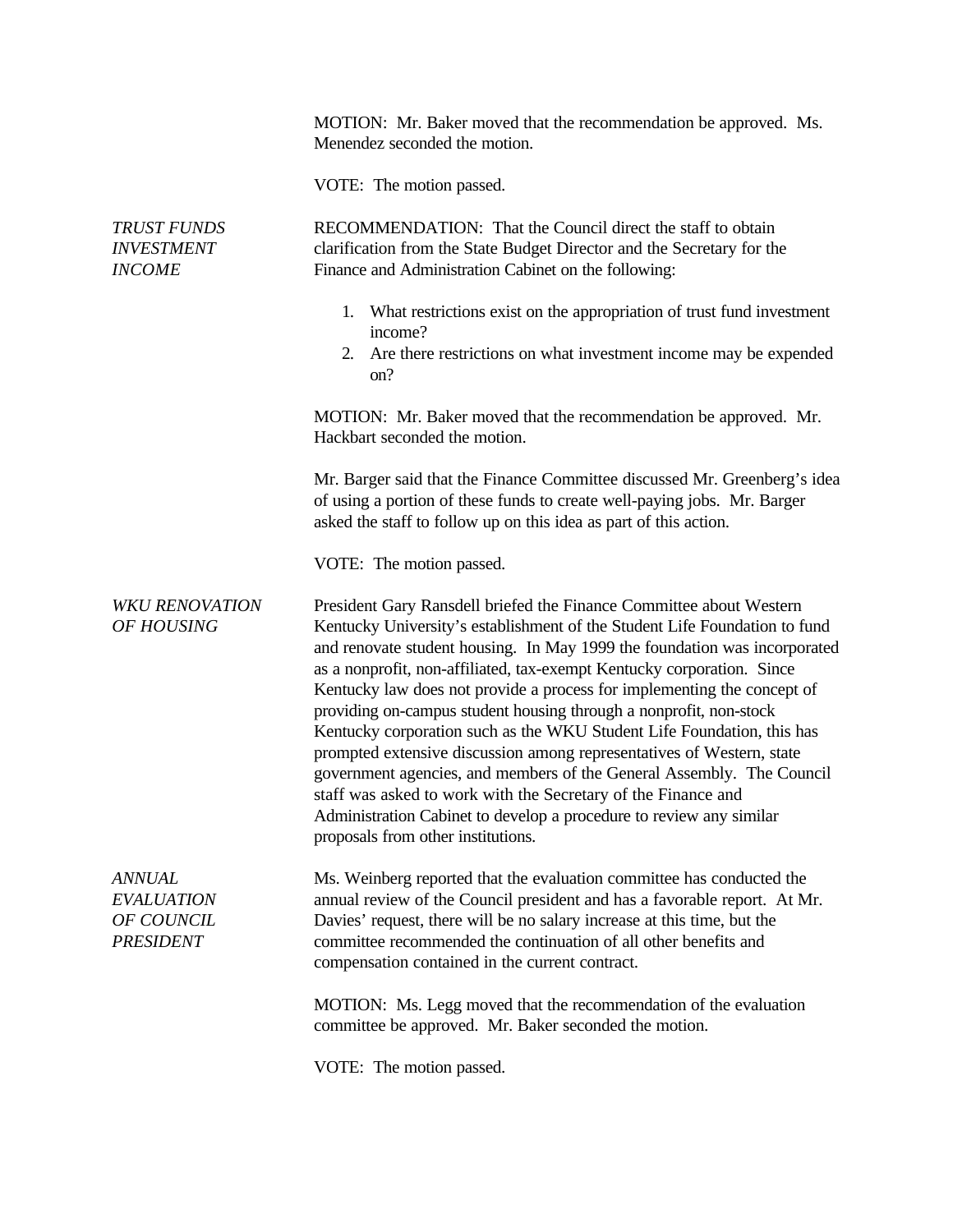MOTION: Mr. Baker moved that the recommendation be approved. Ms. Menendez seconded the motion.

VOTE: The motion passed.

*TRUST FUNDS INVESTMENT INCOME*

RECOMMENDATION: That the Council direct the staff to obtain clarification from the State Budget Director and the Secretary for the Finance and Administration Cabinet on the following:

1. What restrictions exist on the appropriation of trust fund investment income?
2. Are there restrictions on what investment income may be expended on?

MOTION: Mr. Baker moved that the recommendation be approved. Mr. Hackbart seconded the motion.

Mr. Barger said that the Finance Committee discussed Mr. Greenberg's idea of using a portion of these funds to create well-paying jobs. Mr. Barger asked the staff to follow up on this idea as part of this action.

VOTE: The motion passed.

*WKU RENOVATION OF HOUSING*

President Gary Ransdell briefed the Finance Committee about Western Kentucky University's establishment of the Student Life Foundation to fund and renovate student housing. In May 1999 the foundation was incorporated as a nonprofit, non-affiliated, tax-exempt Kentucky corporation. Since Kentucky law does not provide a process for implementing the concept of providing on-campus student housing through a nonprofit, non-stock Kentucky corporation such as the WKU Student Life Foundation, this has prompted extensive discussion among representatives of Western, state government agencies, and members of the General Assembly. The Council staff was asked to work with the Secretary of the Finance and Administration Cabinet to develop a procedure to review any similar proposals from other institutions.

*ANNUAL EVALUATION OF COUNCIL PRESIDENT*

Ms. Weinberg reported that the evaluation committee has conducted the annual review of the Council president and has a favorable report. At Mr. Davies' request, there will be no salary increase at this time, but the committee recommended the continuation of all other benefits and compensation contained in the current contract.

MOTION: Ms. Legg moved that the recommendation of the evaluation committee be approved. Mr. Baker seconded the motion.

VOTE: The motion passed.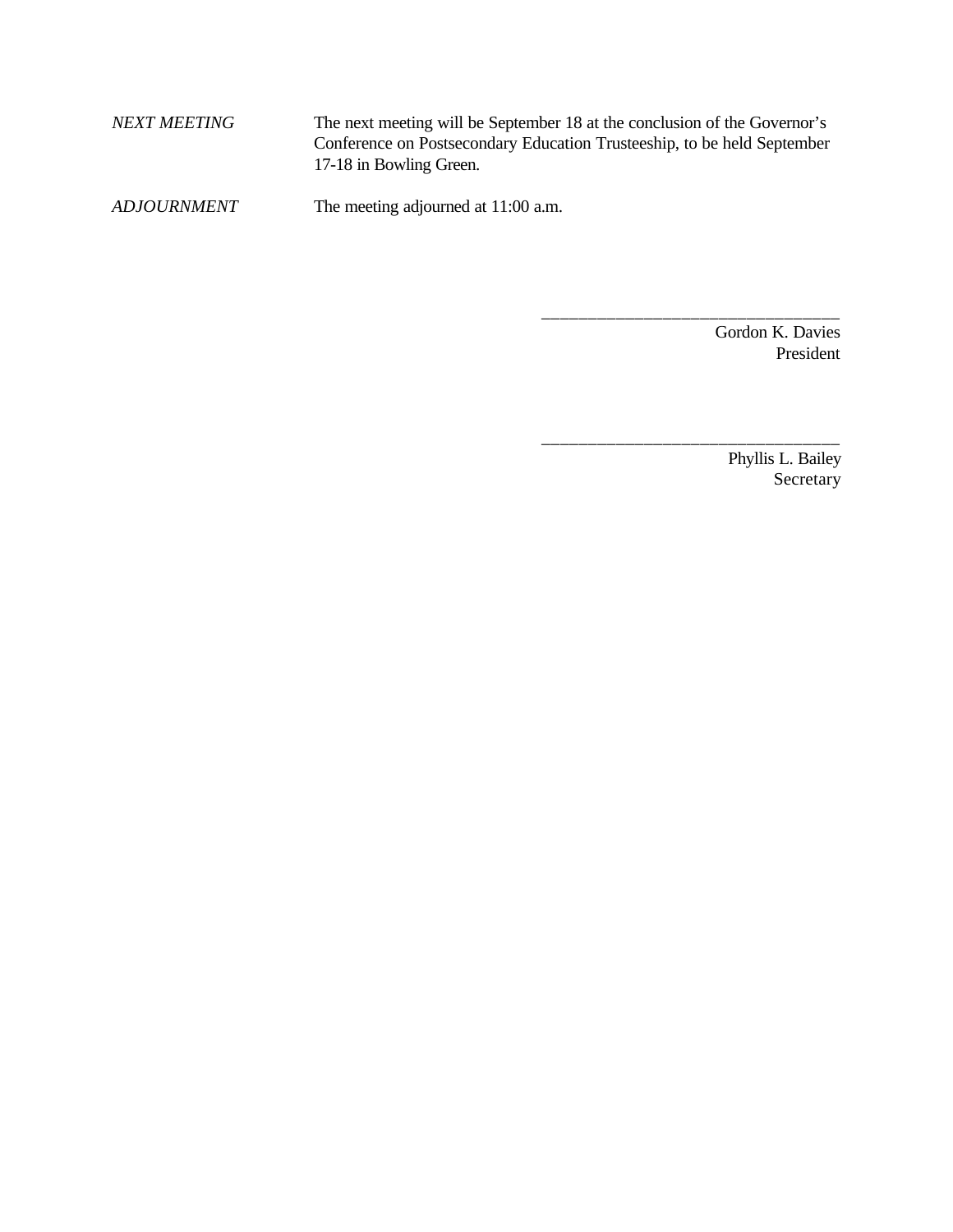*NEXT MEETING* The next meeting will be September 18 at the conclusion of the Governor's Conference on Postsecondary Education Trusteeship, to be held September 17-18 in Bowling Green.

*ADJOURNMENT* The meeting adjourned at 11:00 a.m.

\_\_\_\_\_\_\_\_\_\_\_\_\_\_\_\_\_\_\_\_\_\_\_\_\_\_\_\_\_\_\_\_

Gordon K. Davies
President

\_\_\_\_\_\_\_\_\_\_\_\_\_\_\_\_\_\_\_\_\_\_\_\_\_\_\_\_\_\_\_\_

Phyllis L. Bailey
Secretary